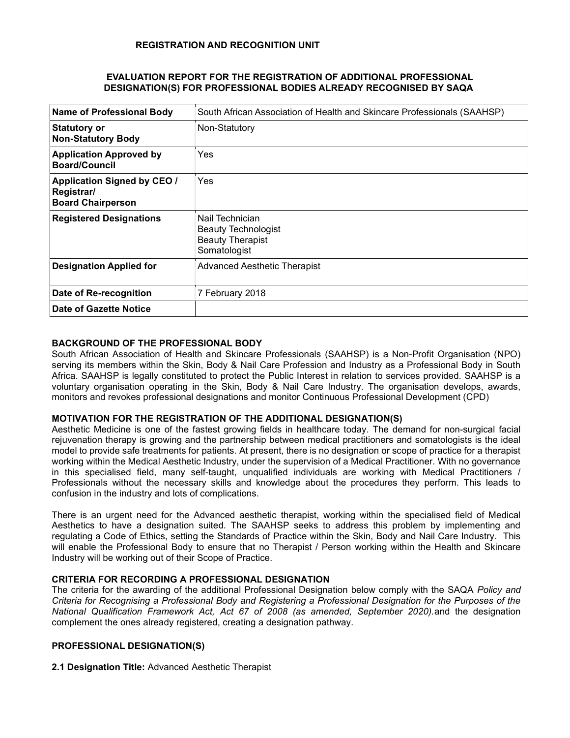**REGISTRATION AND RECOGNITION UNIT**

**EVALUATION REPORT FOR THE REGISTRATION OF ADDITIONAL PROFESSIONAL DESIGNATION(S) FOR PROFESSIONAL BODIES ALREADY RECOGNISED BY SAQA**

| | |
|---|---|
| **Name of Professional Body** | South African Association of Health and Skincare Professionals (SAAHSP) |
| **Statutory or Non-Statutory Body** | Non-Statutory |
| **Application Approved by Board/Council** | Yes |
| **Application Signed by CEO / Registrar/ Board Chairperson** | Yes |
| **Registered Designations** | Nail Technician<br>Beauty Technologist<br>Beauty Therapist<br>Somatologist |
| **Designation Applied for** | Advanced Aesthetic Therapist |
| **Date of Re-recognition** | 7 February 2018 |
| **Date of Gazette Notice** | |

**BACKGROUND OF THE PROFESSIONAL BODY**

South African Association of Health and Skincare Professionals (SAAHSP) is a Non-Profit Organisation (NPO) serving its members within the Skin, Body & Nail Care Profession and Industry as a Professional Body in South Africa. SAAHSP is legally constituted to protect the Public Interest in relation to services provided. SAAHSP is a voluntary organisation operating in the Skin, Body & Nail Care Industry. The organisation develops, awards, monitors and revokes professional designations and monitor Continuous Professional Development (CPD)

**MOTIVATION FOR THE REGISTRATION OF THE ADDITIONAL DESIGNATION(S)**

Aesthetic Medicine is one of the fastest growing fields in healthcare today. The demand for non-surgical facial rejuvenation therapy is growing and the partnership between medical practitioners and somatologists is the ideal model to provide safe treatments for patients. At present, there is no designation or scope of practice for a therapist working within the Medical Aesthetic Industry, under the supervision of a Medical Practitioner. With no governance in this specialised field, many self-taught, unqualified individuals are working with Medical Practitioners / Professionals without the necessary skills and knowledge about the procedures they perform. This leads to confusion in the industry and lots of complications.

There is an urgent need for the Advanced aesthetic therapist, working within the specialised field of Medical Aesthetics to have a designation suited. The SAAHSP seeks to address this problem by implementing and regulating a Code of Ethics, setting the Standards of Practice within the Skin, Body and Nail Care Industry. This will enable the Professional Body to ensure that no Therapist / Person working within the Health and Skincare Industry will be working out of their Scope of Practice.

**CRITERIA FOR RECORDING A PROFESSIONAL DESIGNATION**

The criteria for the awarding of the additional Professional Designation below comply with the SAQA *Policy and Criteria for Recognising a Professional Body and Registering a Professional Designation for the Purposes of the National Qualification Framework Act, Act 67 of 2008 (as amended, September 2020).*and the designation complement the ones already registered, creating a designation pathway.

**PROFESSIONAL DESIGNATION(S)**

**2.1 Designation Title:** Advanced Aesthetic Therapist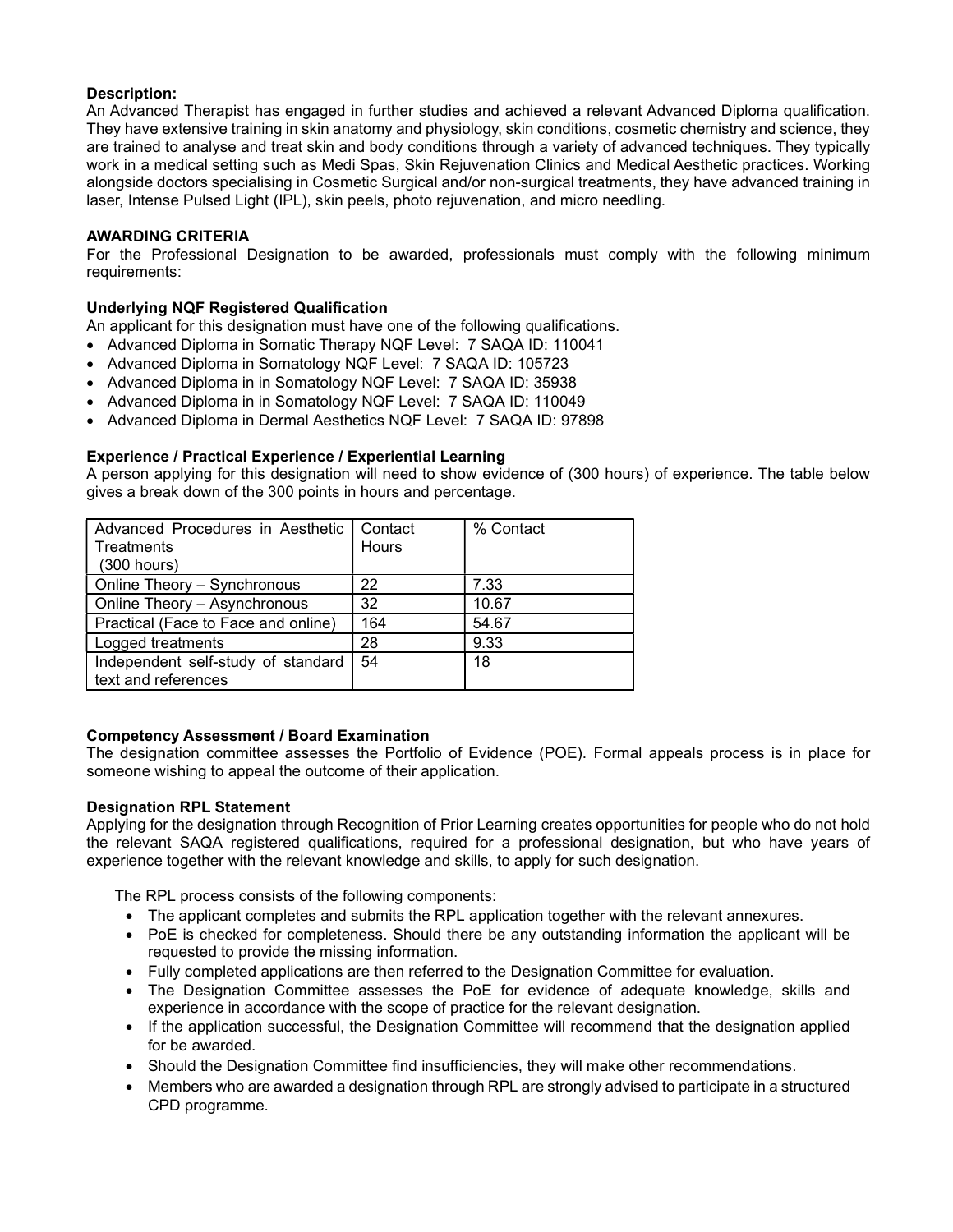**Description:**
An Advanced Therapist has engaged in further studies and achieved a relevant Advanced Diploma qualification. They have extensive training in skin anatomy and physiology, skin conditions, cosmetic chemistry and science, they are trained to analyse and treat skin and body conditions through a variety of advanced techniques. They typically work in a medical setting such as Medi Spas, Skin Rejuvenation Clinics and Medical Aesthetic practices. Working alongside doctors specialising in Cosmetic Surgical and/or non-surgical treatments, they have advanced training in laser, Intense Pulsed Light (IPL), skin peels, photo rejuvenation, and micro needling.

**AWARDING CRITERIA**
For the Professional Designation to be awarded, professionals must comply with the following minimum requirements:

**Underlying NQF Registered Qualification**
An applicant for this designation must have one of the following qualifications.

- Advanced Diploma in Somatic Therapy NQF Level: 7 SAQA ID: 110041
- Advanced Diploma in Somatology NQF Level: 7 SAQA ID: 105723
- Advanced Diploma in in Somatology NQF Level: 7 SAQA ID: 35938
- Advanced Diploma in in Somatology NQF Level: 7 SAQA ID: 110049
- Advanced Diploma in Dermal Aesthetics NQF Level: 7 SAQA ID: 97898

**Experience / Practical Experience / Experiential Learning**
A person applying for this designation will need to show evidence of (300 hours) of experience. The table below gives a break down of the 300 points in hours and percentage.

| Advanced Procedures in Aesthetic Treatments (300 hours) | Contact Hours | % Contact |
|---|---|---|
| Online Theory – Synchronous | 22 | 7.33 |
| Online Theory – Asynchronous | 32 | 10.67 |
| Practical (Face to Face and online) | 164 | 54.67 |
| Logged treatments | 28 | 9.33 |
| Independent self-study of standard text and references | 54 | 18 |

**Competency Assessment / Board Examination**
The designation committee assesses the Portfolio of Evidence (POE). Formal appeals process is in place for someone wishing to appeal the outcome of their application.

**Designation RPL Statement**
Applying for the designation through Recognition of Prior Learning creates opportunities for people who do not hold the relevant SAQA registered qualifications, required for a professional designation, but who have years of experience together with the relevant knowledge and skills, to apply for such designation.

The RPL process consists of the following components:

- The applicant completes and submits the RPL application together with the relevant annexures.
- PoE is checked for completeness. Should there be any outstanding information the applicant will be requested to provide the missing information.
- Fully completed applications are then referred to the Designation Committee for evaluation.
- The Designation Committee assesses the PoE for evidence of adequate knowledge, skills and experience in accordance with the scope of practice for the relevant designation.
- If the application successful, the Designation Committee will recommend that the designation applied for be awarded.
- Should the Designation Committee find insufficiencies, they will make other recommendations.
- Members who are awarded a designation through RPL are strongly advised to participate in a structured CPD programme.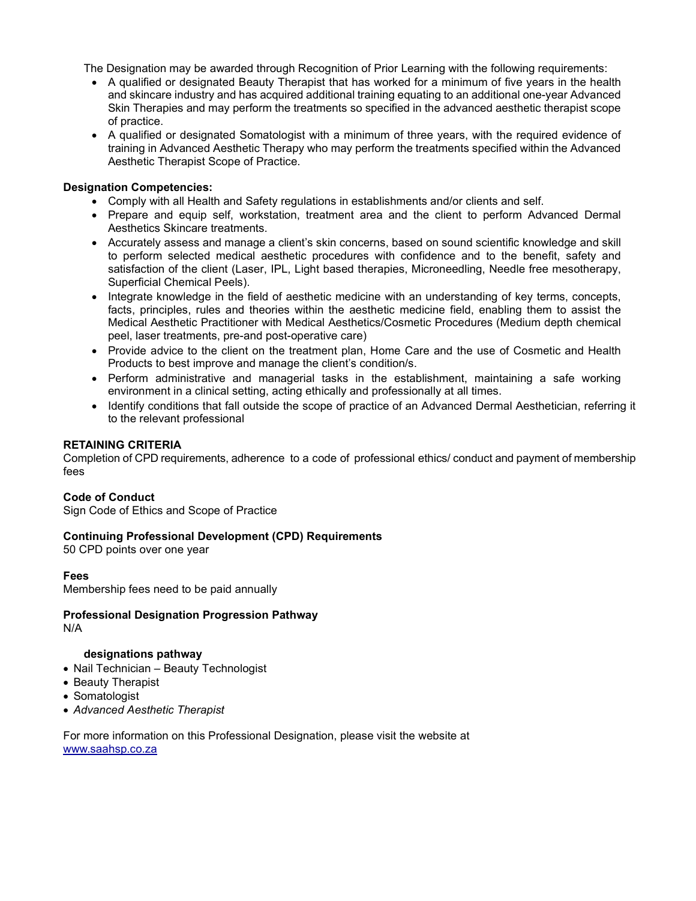The Designation may be awarded through Recognition of Prior Learning with the following requirements:

- A qualified or designated Beauty Therapist that has worked for a minimum of five years in the health and skincare industry and has acquired additional training equating to an additional one-year Advanced Skin Therapies and may perform the treatments so specified in the advanced aesthetic therapist scope of practice.
- A qualified or designated Somatologist with a minimum of three years, with the required evidence of training in Advanced Aesthetic Therapy who may perform the treatments specified within the Advanced Aesthetic Therapist Scope of Practice.

**Designation Competencies:**

- Comply with all Health and Safety regulations in establishments and/or clients and self.
- Prepare and equip self, workstation, treatment area and the client to perform Advanced Dermal Aesthetics Skincare treatments.
- Accurately assess and manage a client's skin concerns, based on sound scientific knowledge and skill to perform selected medical aesthetic procedures with confidence and to the benefit, safety and satisfaction of the client (Laser, IPL, Light based therapies, Microneedling, Needle free mesotherapy, Superficial Chemical Peels).
- Integrate knowledge in the field of aesthetic medicine with an understanding of key terms, concepts, facts, principles, rules and theories within the aesthetic medicine field, enabling them to assist the Medical Aesthetic Practitioner with Medical Aesthetics/Cosmetic Procedures (Medium depth chemical peel, laser treatments, pre-and post-operative care)
- Provide advice to the client on the treatment plan, Home Care and the use of Cosmetic and Health Products to best improve and manage the client's condition/s.
- Perform administrative and managerial tasks in the establishment, maintaining a safe working environment in a clinical setting, acting ethically and professionally at all times.
- Identify conditions that fall outside the scope of practice of an Advanced Dermal Aesthetician, referring it to the relevant professional

**RETAINING CRITERIA**

Completion of CPD requirements, adherence to a code of professional ethics/ conduct and payment of membership fees

**Code of Conduct**

Sign Code of Ethics and Scope of Practice

**Continuing Professional Development (CPD) Requirements**

50 CPD points over one year

**Fees**

Membership fees need to be paid annually

**Professional Designation Progression Pathway**

N/A

**designations pathway**

- Nail Technician – Beauty Technologist
- Beauty Therapist
- Somatologist
- *Advanced Aesthetic Therapist*

For more information on this Professional Designation, please visit the website at [www.saahsp.co.za](http://www.saahsp.co.za)